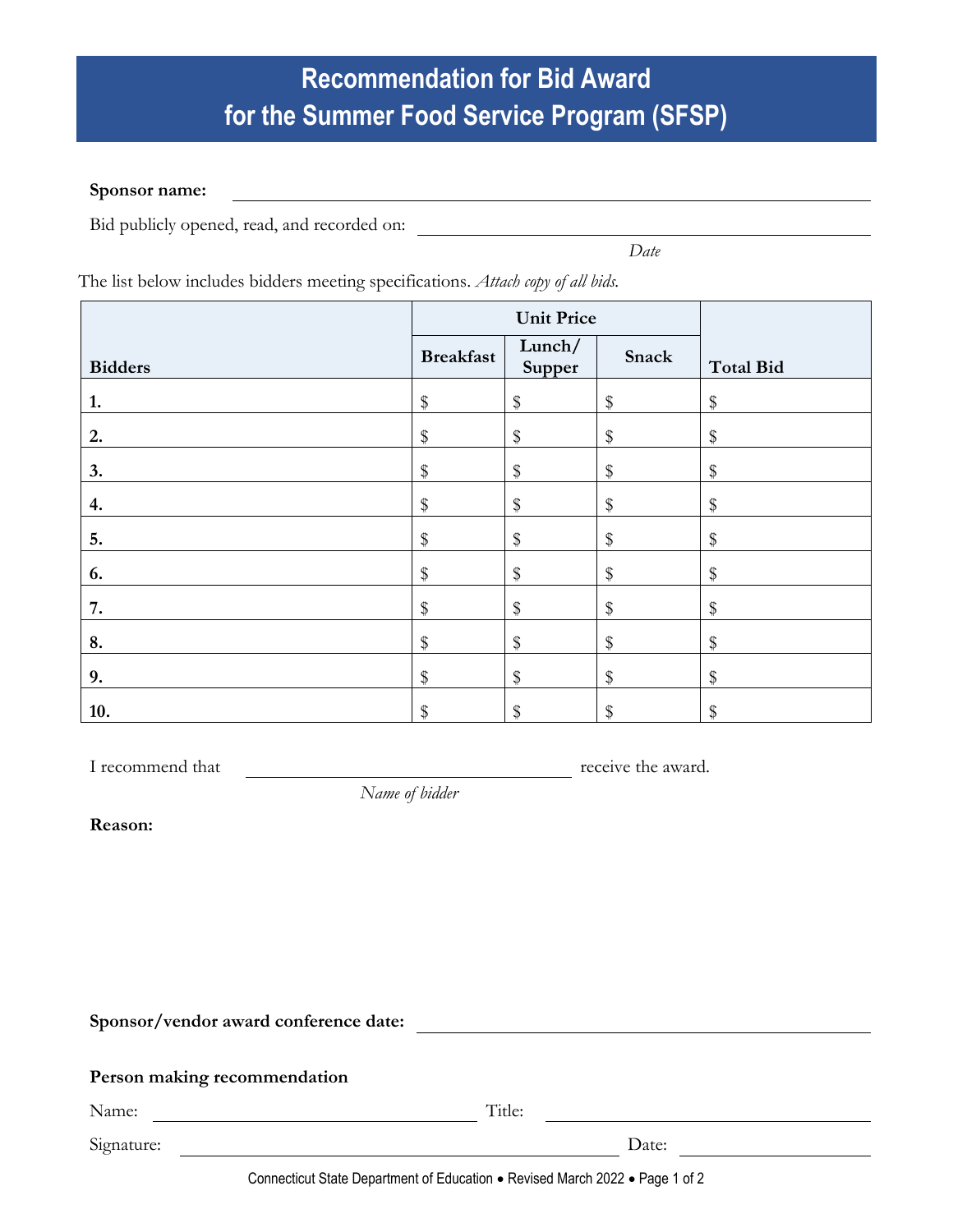# Recommendation for Bid Award for the Summer Food Service Program (SFSP)

**Sponsor name:** ______________________________

Bid publicly opened, read, and recorded on: ______________________________
*Date*

The list below includes bidders meeting specifications. *Attach copy of all bids.*

| Bidders | Unit Price | | | Total Bid |
|---|---|---|---|---|
| | Breakfast | Lunch/ Supper | Snack | |
| **1.** | $ | $ | $ | $ |
| **2.** | $ | $ | $ | $ |
| **3.** | $ | $ | $ | $ |
| **4.** | $ | $ | $ | $ |
| **5.** | $ | $ | $ | $ |
| **6.** | $ | $ | $ | $ |
| **7.** | $ | $ | $ | $ |
| **8.** | $ | $ | $ | $ |
| **9.** | $ | $ | $ | $ |
| **10.** | $ | $ | $ | $ |

I recommend that ______________________________ receive the award.
*Name of bidder*

**Reason:**

**Sponsor/vendor award conference date:** ______________________________

**Person making recommendation**

Name: ______________________________ Title: ______________________________

Signature: ______________________________ Date: ______________________________

Connecticut State Department of Education • Revised March 2022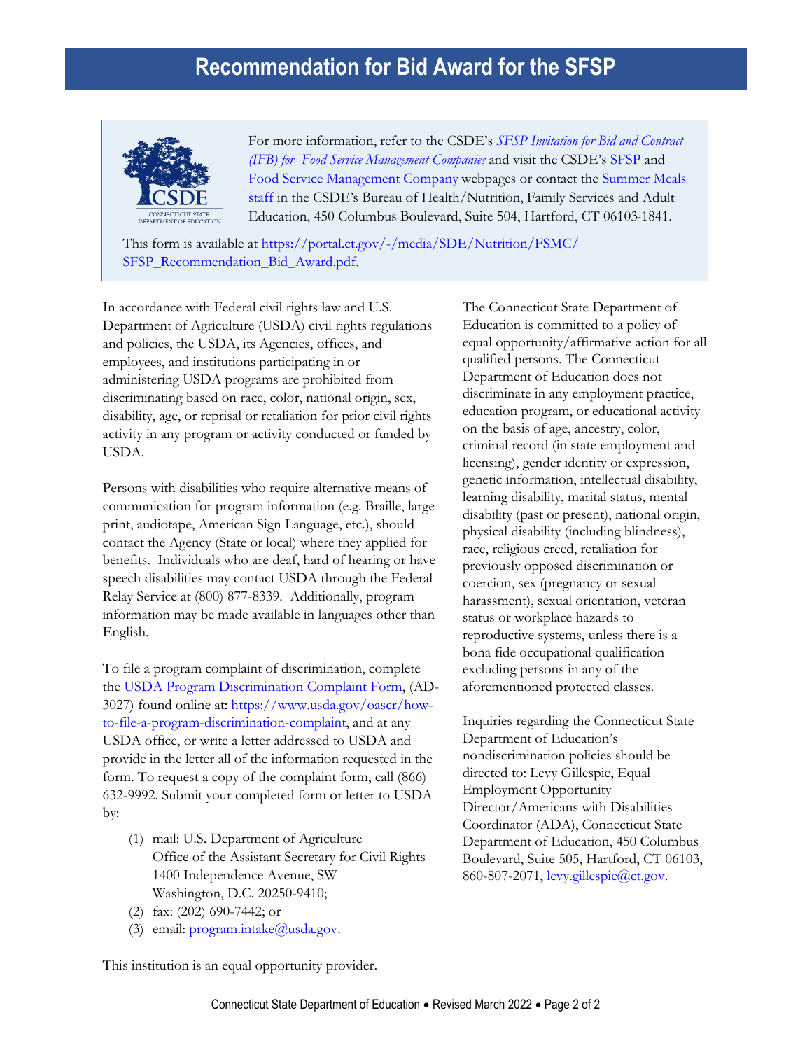# Recommendation for Bid Award for the SFSP

For more information, refer to the CSDE's *SFSP Invitation for Bid and Contract (IFB) for Food Service Management Companies* and visit the CSDE's SFSP and Food Service Management Company webpages or contact the Summer Meals staff in the CSDE's Bureau of Health/Nutrition, Family Services and Adult Education, 450 Columbus Boulevard, Suite 504, Hartford, CT 06103-1841.

This form is available at https://portal.ct.gov/-/media/SDE/Nutrition/FSMC/SFSP_Recommendation_Bid_Award.pdf.

In accordance with Federal civil rights law and U.S. Department of Agriculture (USDA) civil rights regulations and policies, the USDA, its Agencies, offices, and employees, and institutions participating in or administering USDA programs are prohibited from discriminating based on race, color, national origin, sex, disability, age, or reprisal or retaliation for prior civil rights activity in any program or activity conducted or funded by USDA.

Persons with disabilities who require alternative means of communication for program information (e.g. Braille, large print, audiotape, American Sign Language, etc.), should contact the Agency (State or local) where they applied for benefits. Individuals who are deaf, hard of hearing or have speech disabilities may contact USDA through the Federal Relay Service at (800) 877-8339. Additionally, program information may be made available in languages other than English.

To file a program complaint of discrimination, complete the USDA Program Discrimination Complaint Form, (AD-3027) found online at: https://www.usda.gov/oascr/how-to-file-a-program-discrimination-complaint, and at any USDA office, or write a letter addressed to USDA and provide in the letter all of the information requested in the form. To request a copy of the complaint form, call (866) 632-9992. Submit your completed form or letter to USDA by:

(1) mail: U.S. Department of Agriculture
Office of the Assistant Secretary for Civil Rights
1400 Independence Avenue, SW
Washington, D.C. 20250-9410;

(2) fax: (202) 690-7442; or

(3) email: program.intake@usda.gov.

This institution is an equal opportunity provider.

The Connecticut State Department of Education is committed to a policy of equal opportunity/affirmative action for all qualified persons. The Connecticut Department of Education does not discriminate in any employment practice, education program, or educational activity on the basis of age, ancestry, color, criminal record (in state employment and licensing), gender identity or expression, genetic information, intellectual disability, learning disability, marital status, mental disability (past or present), national origin, physical disability (including blindness), race, religious creed, retaliation for previously opposed discrimination or coercion, sex (pregnancy or sexual harassment), sexual orientation, veteran status or workplace hazards to reproductive systems, unless there is a bona fide occupational qualification excluding persons in any of the aforementioned protected classes.

Inquiries regarding the Connecticut State Department of Education's nondiscrimination policies should be directed to: Levy Gillespie, Equal Employment Opportunity Director/Americans with Disabilities Coordinator (ADA), Connecticut State Department of Education, 450 Columbus Boulevard, Suite 505, Hartford, CT 06103, 860-807-2071, levy.gillespie@ct.gov.